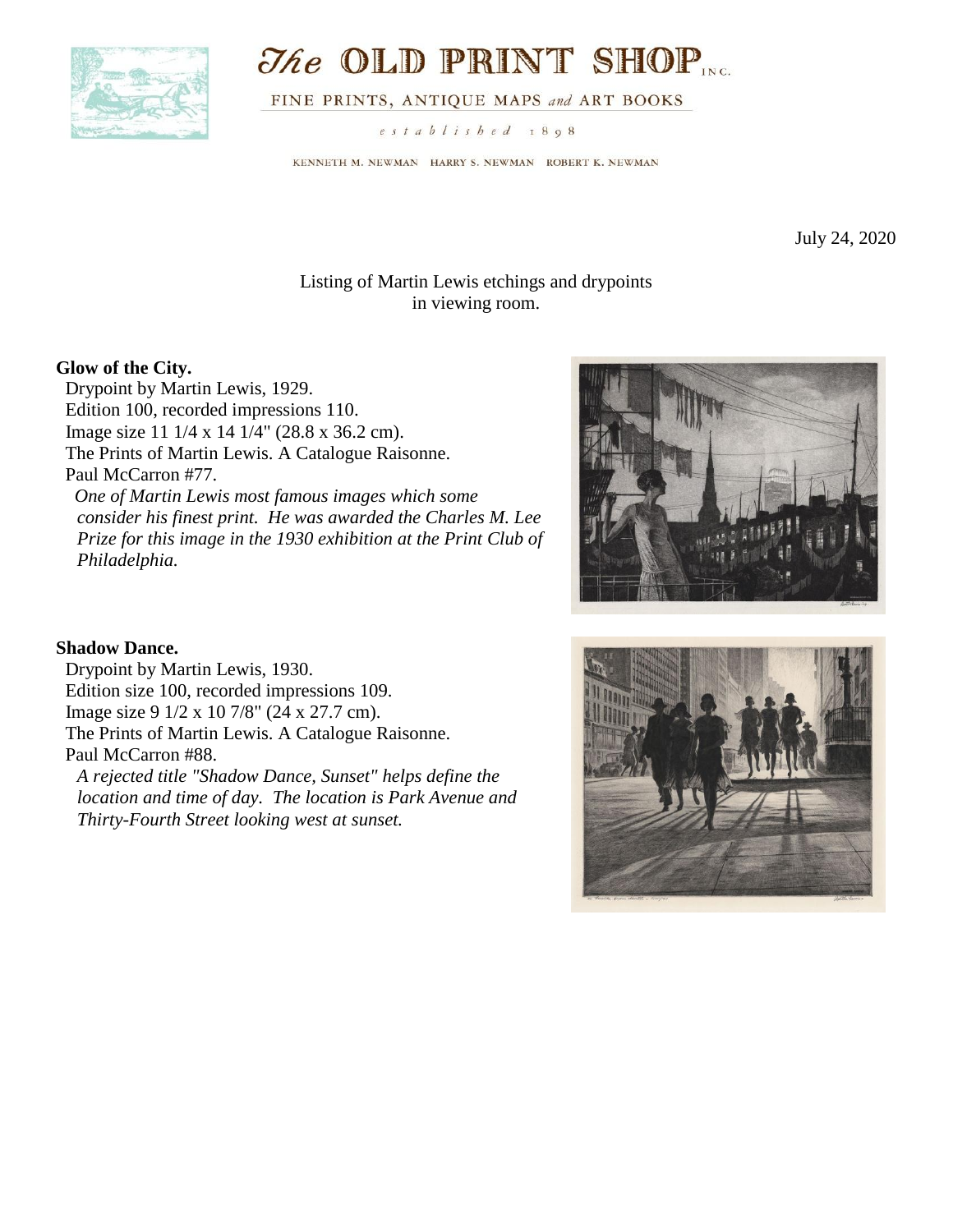# *The* OLD PRINT SHOP INC.

FINE PRINTS, ANTIQUE MAPS *and* ART BOOKS

*established 1898*

KENNETH M. NEWMAN HARRY S. NEWMAN ROBERT K. NEWMAN

July 24, 2020

Listing of Martin Lewis etchings and drypoints
in viewing room.

**Glow of the City.**

Drypoint by Martin Lewis, 1929.
Edition 100, recorded impressions 110.
Image size 11 1/4 x 14 1/4" (28.8 x 36.2 cm).
The Prints of Martin Lewis. A Catalogue Raisonne.
Paul McCarron #77.

*One of Martin Lewis most famous images which some consider his finest print. He was awarded the Charles M. Lee Prize for this image in the 1930 exhibition at the Print Club of Philadelphia.*

**Shadow Dance.**

Drypoint by Martin Lewis, 1930.
Edition size 100, recorded impressions 109.
Image size 9 1/2 x 10 7/8" (24 x 27.7 cm).
The Prints of Martin Lewis. A Catalogue Raisonne.
Paul McCarron #88.

*A rejected title "Shadow Dance, Sunset" helps define the location and time of day. The location is Park Avenue and Thirty-Fourth Street looking west at sunset.*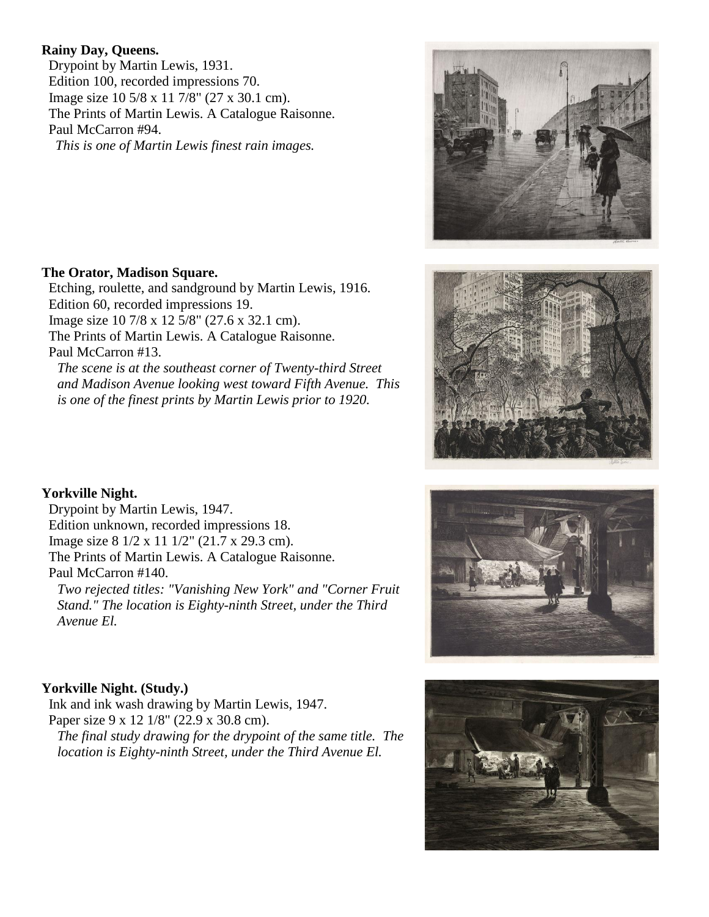**Rainy Day, Queens.**

Drypoint by Martin Lewis, 1931.
Edition 100, recorded impressions 70.
Image size 10 5/8 x 11 7/8" (27 x 30.1 cm).
The Prints of Martin Lewis. A Catalogue Raisonne.
Paul McCarron #94.

*This is one of Martin Lewis finest rain images.*

**The Orator, Madison Square.**

Etching, roulette, and sandground by Martin Lewis, 1916.
Edition 60, recorded impressions 19.
Image size 10 7/8 x 12 5/8" (27.6 x 32.1 cm).
The Prints of Martin Lewis. A Catalogue Raisonne.
Paul McCarron #13.

*The scene is at the southeast corner of Twenty-third Street and Madison Avenue looking west toward Fifth Avenue. This is one of the finest prints by Martin Lewis prior to 1920.*

**Yorkville Night.**

Drypoint by Martin Lewis, 1947.
Edition unknown, recorded impressions 18.
Image size 8 1/2 x 11 1/2" (21.7 x 29.3 cm).
The Prints of Martin Lewis. A Catalogue Raisonne.
Paul McCarron #140.

*Two rejected titles: "Vanishing New York" and "Corner Fruit Stand." The location is Eighty-ninth Street, under the Third Avenue El.*

**Yorkville Night. (Study.)**

Ink and ink wash drawing by Martin Lewis, 1947.
Paper size 9 x 12 1/8" (22.9 x 30.8 cm).

*The final study drawing for the drypoint of the same title. The location is Eighty-ninth Street, under the Third Avenue El.*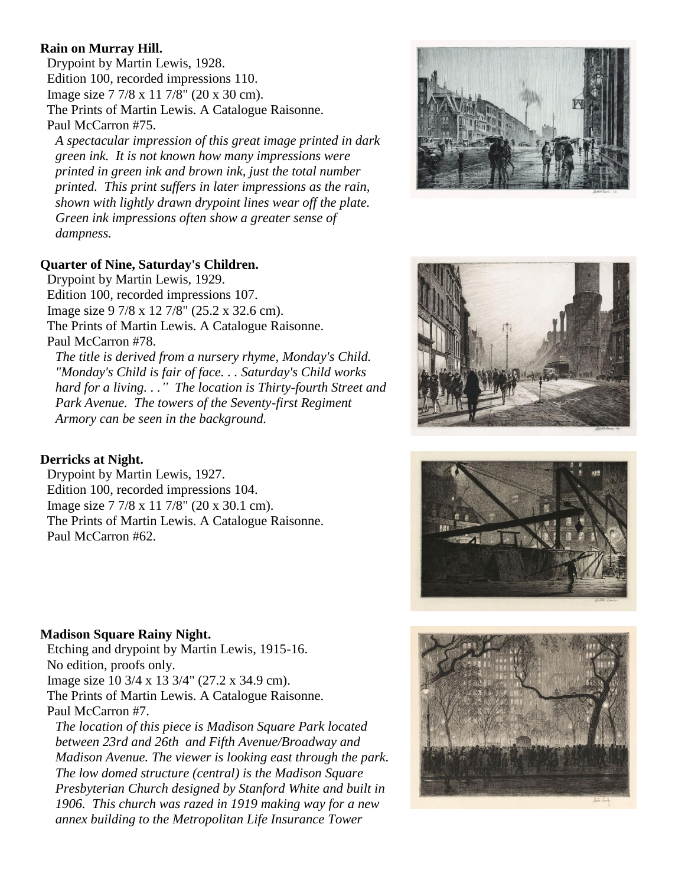**Rain on Murray Hill.**

Drypoint by Martin Lewis, 1928.
Edition 100, recorded impressions 110.
Image size 7 7/8 x 11 7/8" (20 x 30 cm).
The Prints of Martin Lewis. A Catalogue Raisonne.
Paul McCarron #75.

*A spectacular impression of this great image printed in dark green ink. It is not known how many impressions were printed in green ink and brown ink, just the total number printed. This print suffers in later impressions as the rain, shown with lightly drawn drypoint lines wear off the plate. Green ink impressions often show a greater sense of dampness.*

**Quarter of Nine, Saturday's Children.**

Drypoint by Martin Lewis, 1929.
Edition 100, recorded impressions 107.
Image size 9 7/8 x 12 7/8" (25.2 x 32.6 cm).
The Prints of Martin Lewis. A Catalogue Raisonne.
Paul McCarron #78.

*The title is derived from a nursery rhyme, Monday's Child. "Monday's Child is fair of face. . . Saturday's Child works hard for a living. . ." The location is Thirty-fourth Street and Park Avenue. The towers of the Seventy-first Regiment Armory can be seen in the background.*

**Derricks at Night.**

Drypoint by Martin Lewis, 1927.
Edition 100, recorded impressions 104.
Image size 7 7/8 x 11 7/8" (20 x 30.1 cm).
The Prints of Martin Lewis. A Catalogue Raisonne.
Paul McCarron #62.

**Madison Square Rainy Night.**

Etching and drypoint by Martin Lewis, 1915-16.
No edition, proofs only.
Image size 10 3/4 x 13 3/4" (27.2 x 34.9 cm).
The Prints of Martin Lewis. A Catalogue Raisonne.
Paul McCarron #7.

*The location of this piece is Madison Square Park located between 23rd and 26th and Fifth Avenue/Broadway and Madison Avenue. The viewer is looking east through the park. The low domed structure (central) is the Madison Square Presbyterian Church designed by Stanford White and built in 1906. This church was razed in 1919 making way for a new annex building to the Metropolitan Life Insurance Tower*